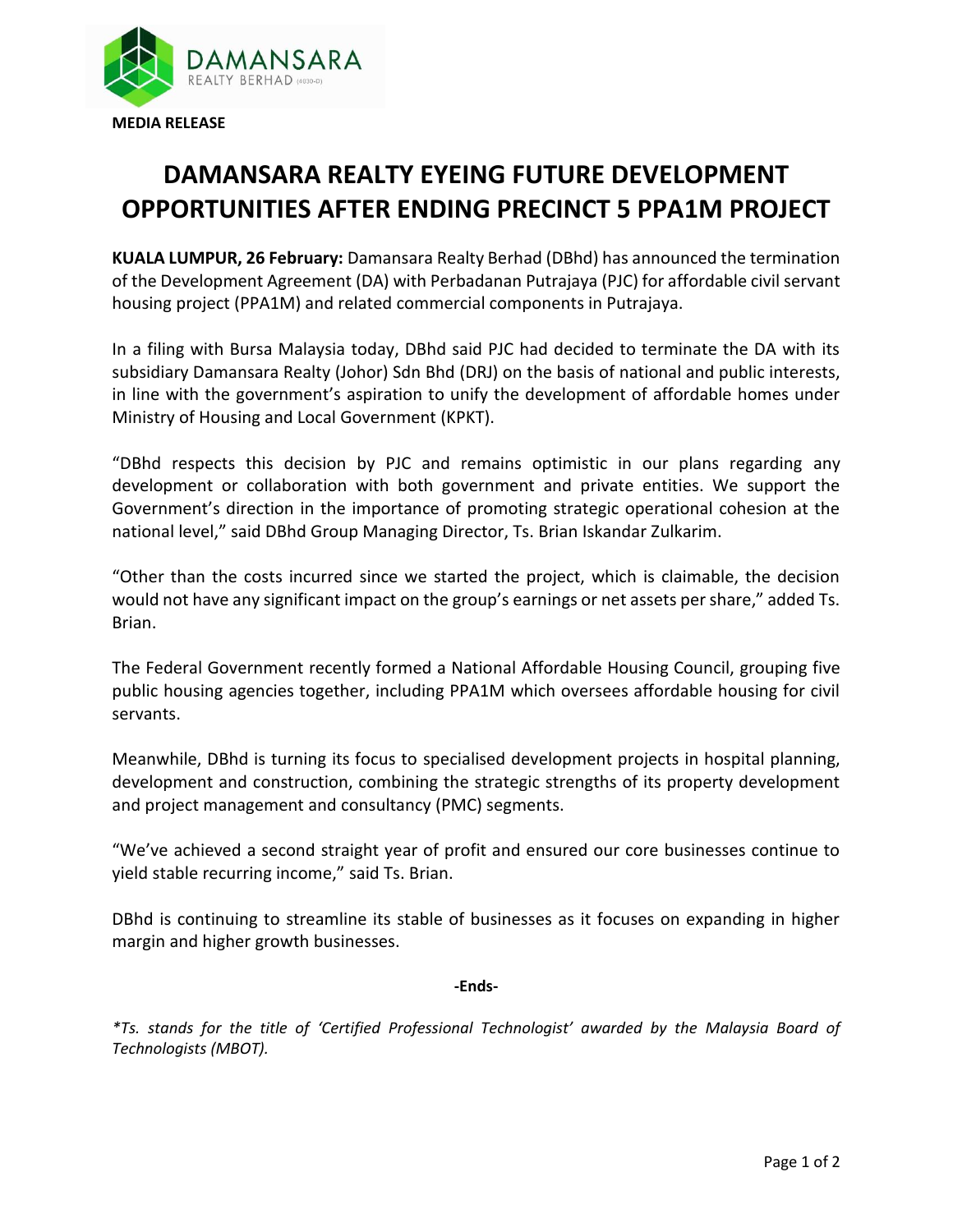**MEDIA RELEASE**

# DAMANSARA REALTY EYEING FUTURE DEVELOPMENT OPPORTUNITIES AFTER ENDING PRECINCT 5 PPA1M PROJECT

**KUALA LUMPUR, 26 February:** Damansara Realty Berhad (DBhd) has announced the termination of the Development Agreement (DA) with Perbadanan Putrajaya (PJC) for affordable civil servant housing project (PPA1M) and related commercial components in Putrajaya.

In a filing with Bursa Malaysia today, DBhd said PJC had decided to terminate the DA with its subsidiary Damansara Realty (Johor) Sdn Bhd (DRJ) on the basis of national and public interests, in line with the government's aspiration to unify the development of affordable homes under Ministry of Housing and Local Government (KPKT).

"DBhd respects this decision by PJC and remains optimistic in our plans regarding any development or collaboration with both government and private entities. We support the Government's direction in the importance of promoting strategic operational cohesion at the national level," said DBhd Group Managing Director, Ts. Brian Iskandar Zulkarim.

"Other than the costs incurred since we started the project, which is claimable, the decision would not have any significant impact on the group's earnings or net assets per share," added Ts. Brian.

The Federal Government recently formed a National Affordable Housing Council, grouping five public housing agencies together, including PPA1M which oversees affordable housing for civil servants.

Meanwhile, DBhd is turning its focus to specialised development projects in hospital planning, development and construction, combining the strategic strengths of its property development and project management and consultancy (PMC) segments.

"We've achieved a second straight year of profit and ensured our core businesses continue to yield stable recurring income," said Ts. Brian.

DBhd is continuing to streamline its stable of businesses as it focuses on expanding in higher margin and higher growth businesses.

**-Ends-**

*\*Ts. stands for the title of 'Certified Professional Technologist' awarded by the Malaysia Board of Technologists (MBOT).*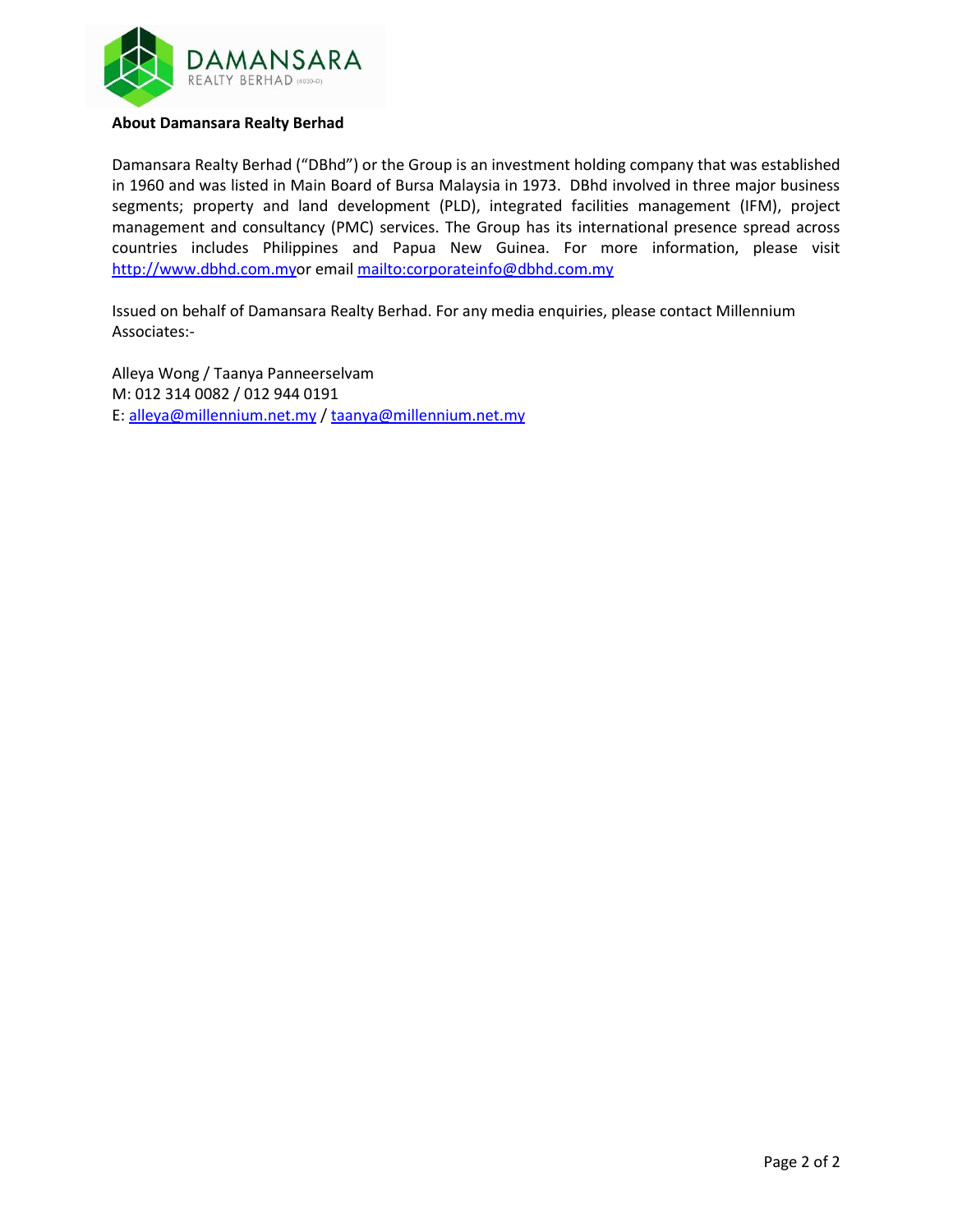**About Damansara Realty Berhad**

Damansara Realty Berhad ("DBhd") or the Group is an investment holding company that was established in 1960 and was listed in Main Board of Bursa Malaysia in 1973. DBhd involved in three major business segments; property and land development (PLD), integrated facilities management (IFM), project management and consultancy (PMC) services. The Group has its international presence spread across countries includes Philippines and Papua New Guinea. For more information, please visit http://www.dbhd.com.myor email mailto:corporateinfo@dbhd.com.my

Issued on behalf of Damansara Realty Berhad. For any media enquiries, please contact Millennium Associates:-

Alleya Wong / Taanya Panneerselvam
M: 012 314 0082 / 012 944 0191
E: alleya@millennium.net.my / taanya@millennium.net.my